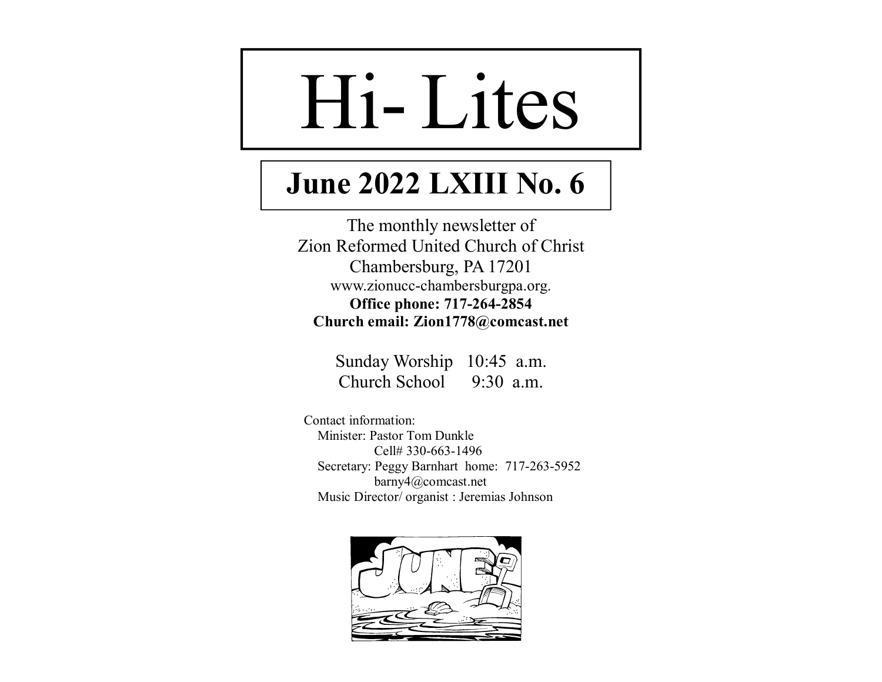# Hi- Lites

## June 2022 LXIII No. 6

The monthly newsletter of
Zion Reformed United Church of Christ
Chambersburg, PA 17201
www.zionucc-chambersburgpa.org.
**Office phone: 717-264-2854**
**Church email: Zion1778@comcast.net**

Sunday Worship 10:45 a.m.
Church School 9:30 a.m.

Contact information:
Minister: Pastor Tom Dunkle
Cell# 330-663-1496
Secretary: Peggy Barnhart home: 717-263-5952
barny4@comcast.net
Music Director/ organist : Jeremias Johnson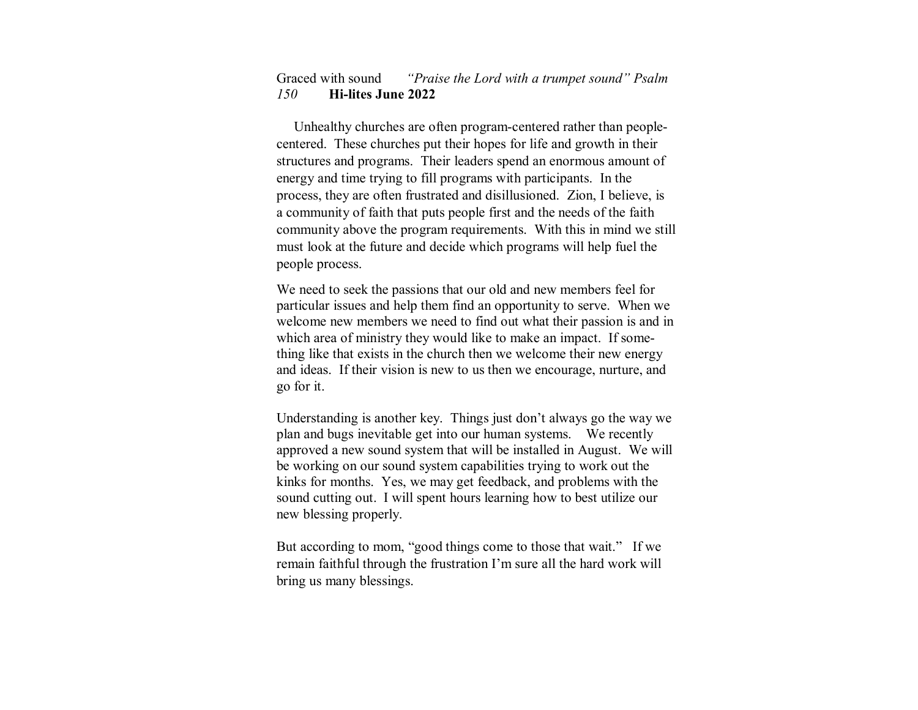Graced with sound *"Praise the Lord with a trumpet sound" Psalm 150* **Hi-lites June 2022**

Unhealthy churches are often program-centered rather than people-centered. These churches put their hopes for life and growth in their structures and programs. Their leaders spend an enormous amount of energy and time trying to fill programs with participants. In the process, they are often frustrated and disillusioned. Zion, I believe, is a community of faith that puts people first and the needs of the faith community above the program requirements. With this in mind we still must look at the future and decide which programs will help fuel the people process.

We need to seek the passions that our old and new members feel for particular issues and help them find an opportunity to serve. When we welcome new members we need to find out what their passion is and in which area of ministry they would like to make an impact. If something like that exists in the church then we welcome their new energy and ideas. If their vision is new to us then we encourage, nurture, and go for it.

Understanding is another key. Things just don't always go the way we plan and bugs inevitable get into our human systems. We recently approved a new sound system that will be installed in August. We will be working on our sound system capabilities trying to work out the kinks for months. Yes, we may get feedback, and problems with the sound cutting out. I will spent hours learning how to best utilize our new blessing properly.

But according to mom, "good things come to those that wait." If we remain faithful through the frustration I'm sure all the hard work will bring us many blessings.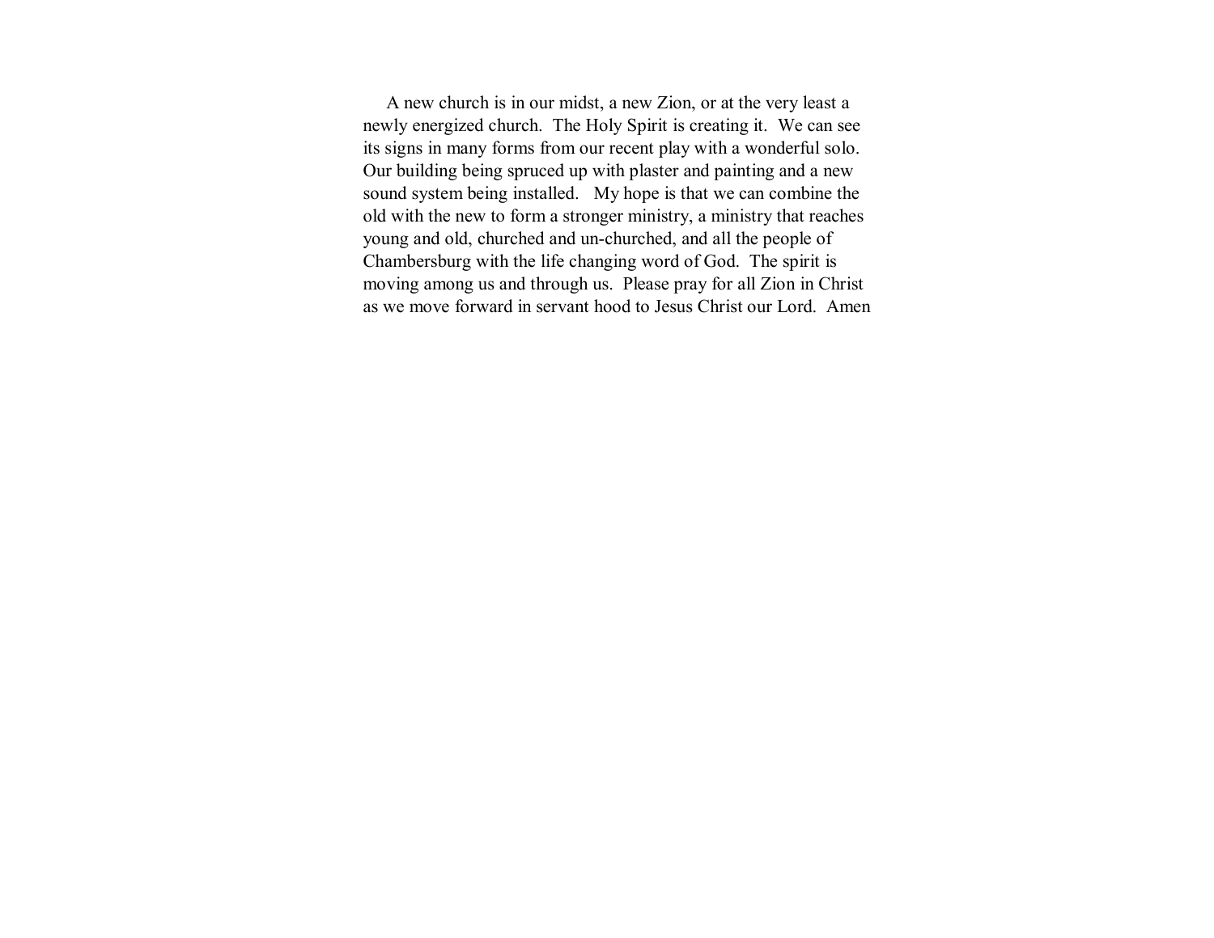A new church is in our midst, a new Zion, or at the very least a newly energized church. The Holy Spirit is creating it. We can see its signs in many forms from our recent play with a wonderful solo. Our building being spruced up with plaster and painting and a new sound system being installed. My hope is that we can combine the old with the new to form a stronger ministry, a ministry that reaches young and old, churched and un-churched, and all the people of Chambersburg with the life changing word of God. The spirit is moving among us and through us. Please pray for all Zion in Christ as we move forward in servant hood to Jesus Christ our Lord. Amen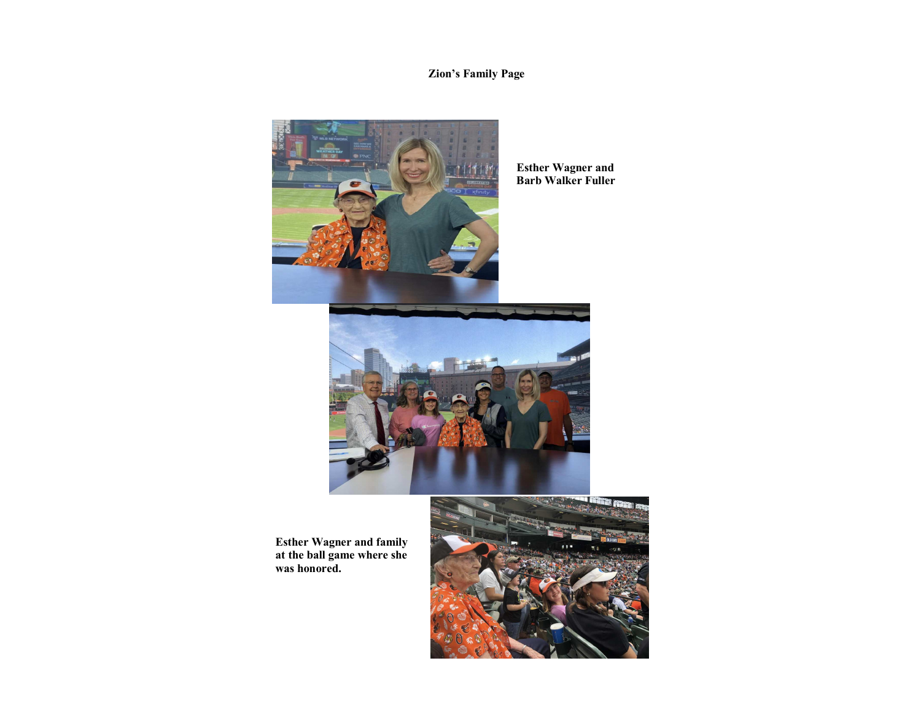**Zion's Family Page**

**Esther Wagner and Barb Walker Fuller**

**Esther Wagner and family at the ball game where she was honored.**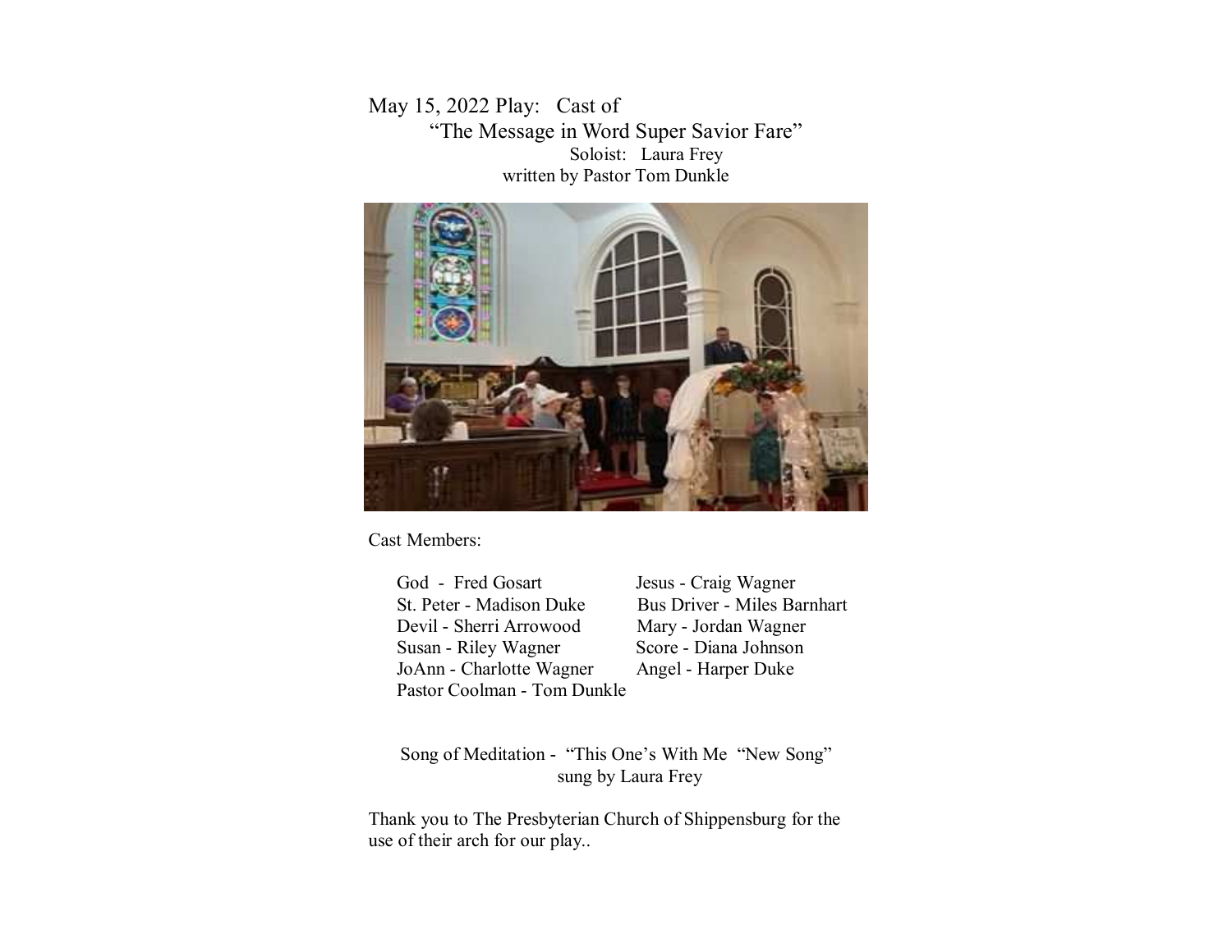May 15, 2022 Play: Cast of

"The Message in Word Super Savior Fare"

Soloist: Laura Frey

written by Pastor Tom Dunkle

Cast Members:

| | |
|---|---|
| God - Fred Gosart | Jesus - Craig Wagner |
| St. Peter - Madison Duke | Bus Driver - Miles Barnhart |
| Devil - Sherri Arrowood | Mary - Jordan Wagner |
| Susan - Riley Wagner | Score - Diana Johnson |
| JoAnn - Charlotte Wagner | Angel - Harper Duke |
| Pastor Coolman - Tom Dunkle | |

Song of Meditation - "This One's With Me "New Song"
sung by Laura Frey

Thank you to The Presbyterian Church of Shippensburg for the use of their arch for our play..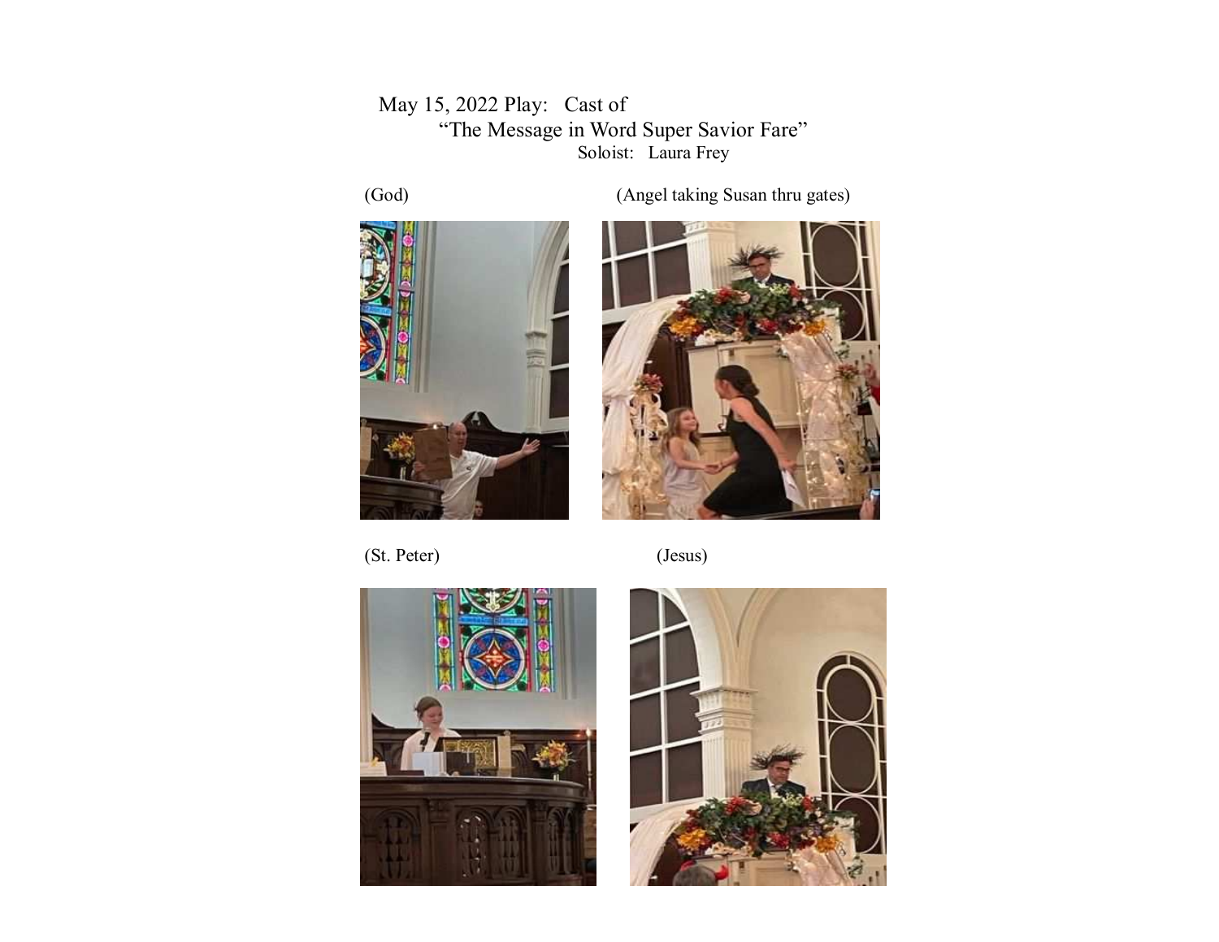May 15, 2022 Play: Cast of

"The Message in Word Super Savior Fare"

Soloist: Laura Frey

(God)

(Angel taking Susan thru gates)

(St. Peter)

(Jesus)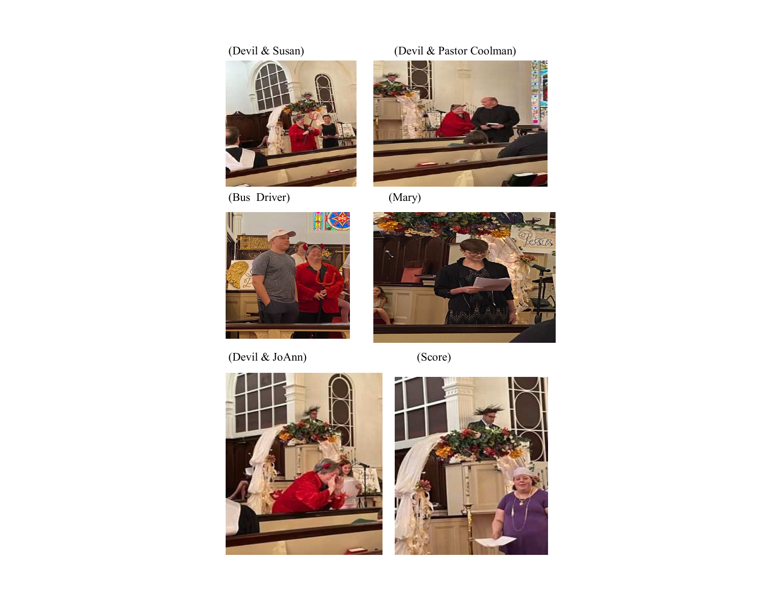(Devil & Susan)

(Devil & Pastor Coolman)

(Bus Driver)

(Mary)

(Devil & JoAnn)

(Score)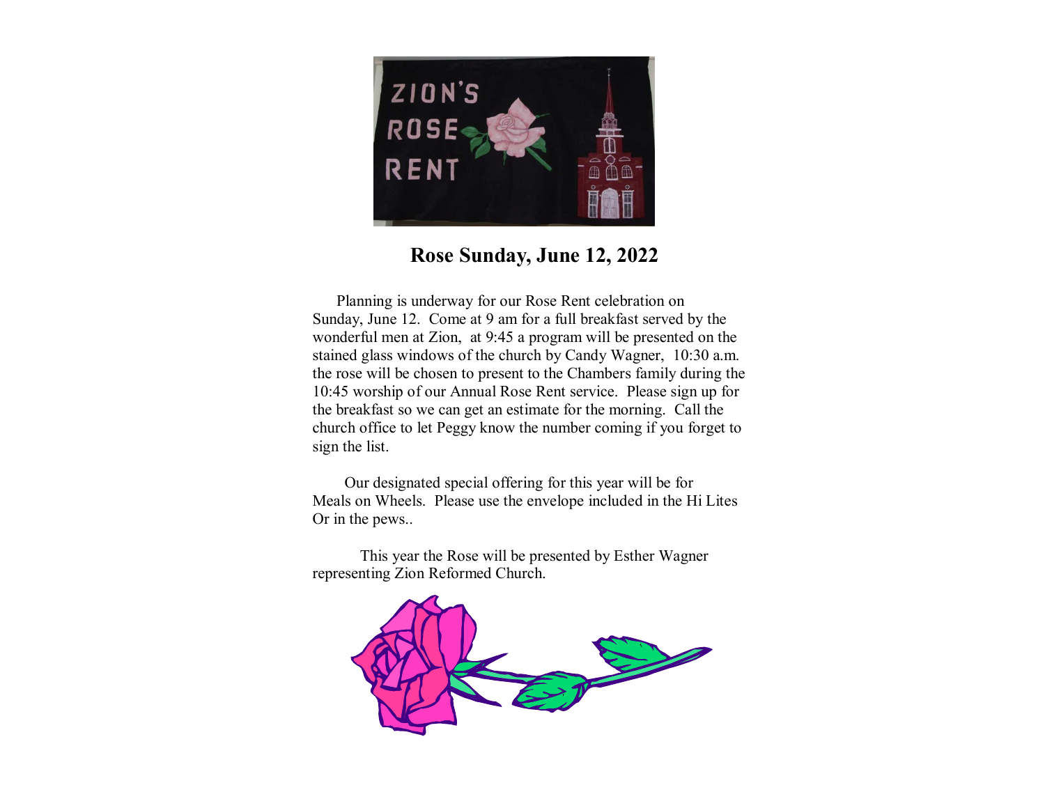## Rose Sunday, June 12, 2022

Planning is underway for our Rose Rent celebration on Sunday, June 12. Come at 9 am for a full breakfast served by the wonderful men at Zion, at 9:45 a program will be presented on the stained glass windows of the church by Candy Wagner, 10:30 a.m. the rose will be chosen to present to the Chambers family during the 10:45 worship of our Annual Rose Rent service. Please sign up for the breakfast so we can get an estimate for the morning. Call the church office to let Peggy know the number coming if you forget to sign the list.

Our designated special offering for this year will be for Meals on Wheels. Please use the envelope included in the Hi Lites Or in the pews..

This year the Rose will be presented by Esther Wagner representing Zion Reformed Church.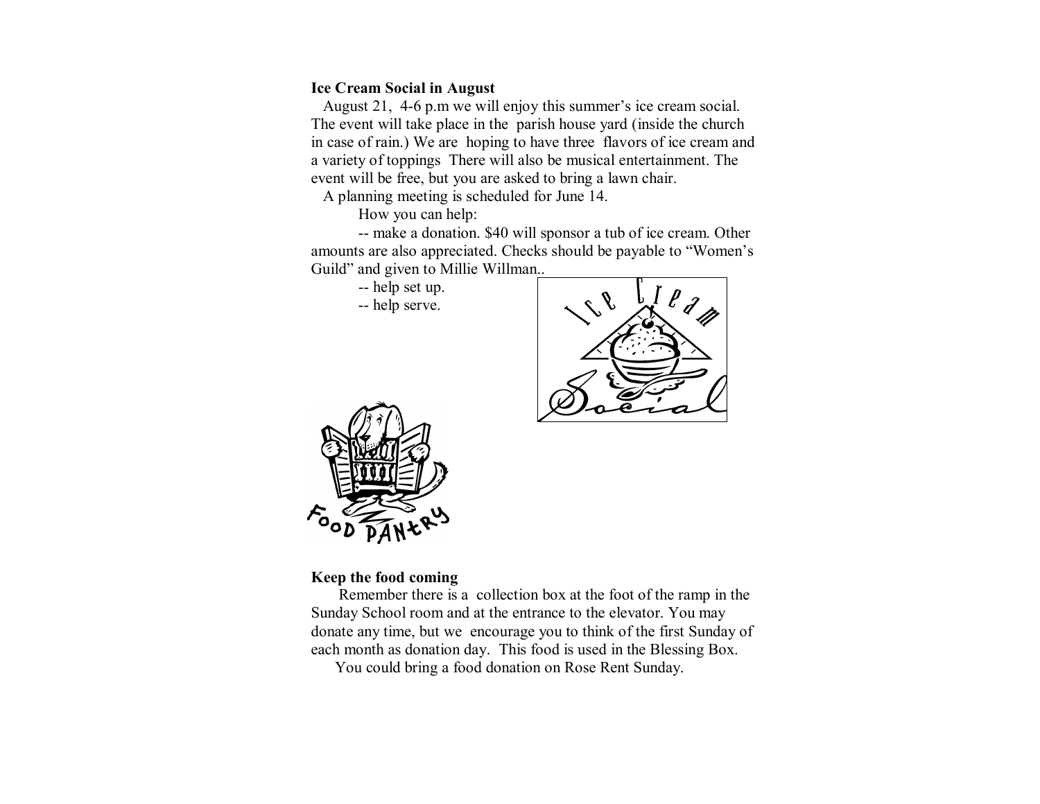**Ice Cream Social in August**

August 21, 4-6 p.m we will enjoy this summer's ice cream social. The event will take place in the parish house yard (inside the church in case of rain.) We are hoping to have three flavors of ice cream and a variety of toppings There will also be musical entertainment. The event will be free, but you are asked to bring a lawn chair.

A planning meeting is scheduled for June 14.

How you can help:

-- make a donation. $40 will sponsor a tub of ice cream. Other amounts are also appreciated. Checks should be payable to "Women's Guild" and given to Millie Willman..

-- help set up.

-- help serve.

**Keep the food coming**

Remember there is a collection box at the foot of the ramp in the Sunday School room and at the entrance to the elevator. You may donate any time, but we encourage you to think of the first Sunday of each month as donation day. This food is used in the Blessing Box.

You could bring a food donation on Rose Rent Sunday.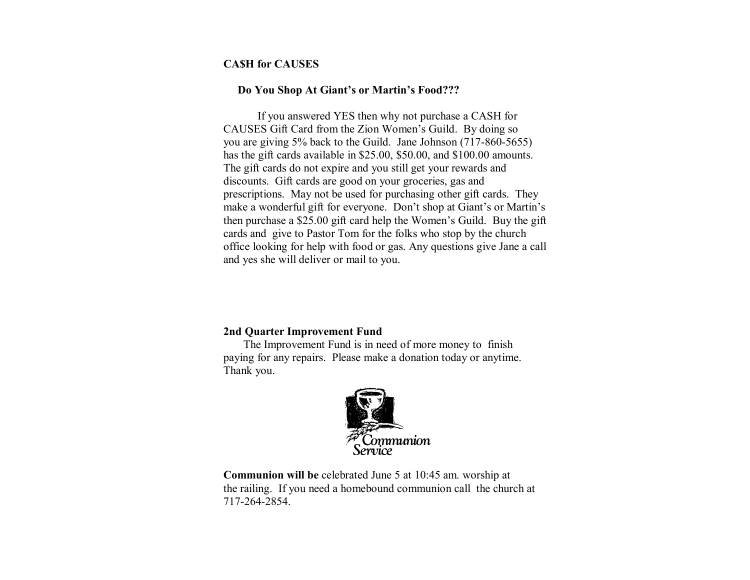**CA$H for CAUSES**

**Do You Shop At Giant's or Martin's Food???**

If you answered YES then why not purchase a CASH for CAUSES Gift Card from the Zion Women's Guild. By doing so you are giving 5% back to the Guild. Jane Johnson (717-860-5655) has the gift cards available in $25.00, $50.00, and $100.00 amounts. The gift cards do not expire and you still get your rewards and discounts. Gift cards are good on your groceries, gas and prescriptions. May not be used for purchasing other gift cards. They make a wonderful gift for everyone. Don't shop at Giant's or Martin's then purchase a $25.00 gift card help the Women's Guild. Buy the gift cards and give to Pastor Tom for the folks who stop by the church office looking for help with food or gas. Any questions give Jane a call and yes she will deliver or mail to you.

**2nd Quarter Improvement Fund**

The Improvement Fund is in need of more money to finish paying for any repairs. Please make a donation today or anytime. Thank you.

Communion Service

**Communion will be** celebrated June 5 at 10:45 am. worship at the railing. If you need a homebound communion call the church at 717-264-2854.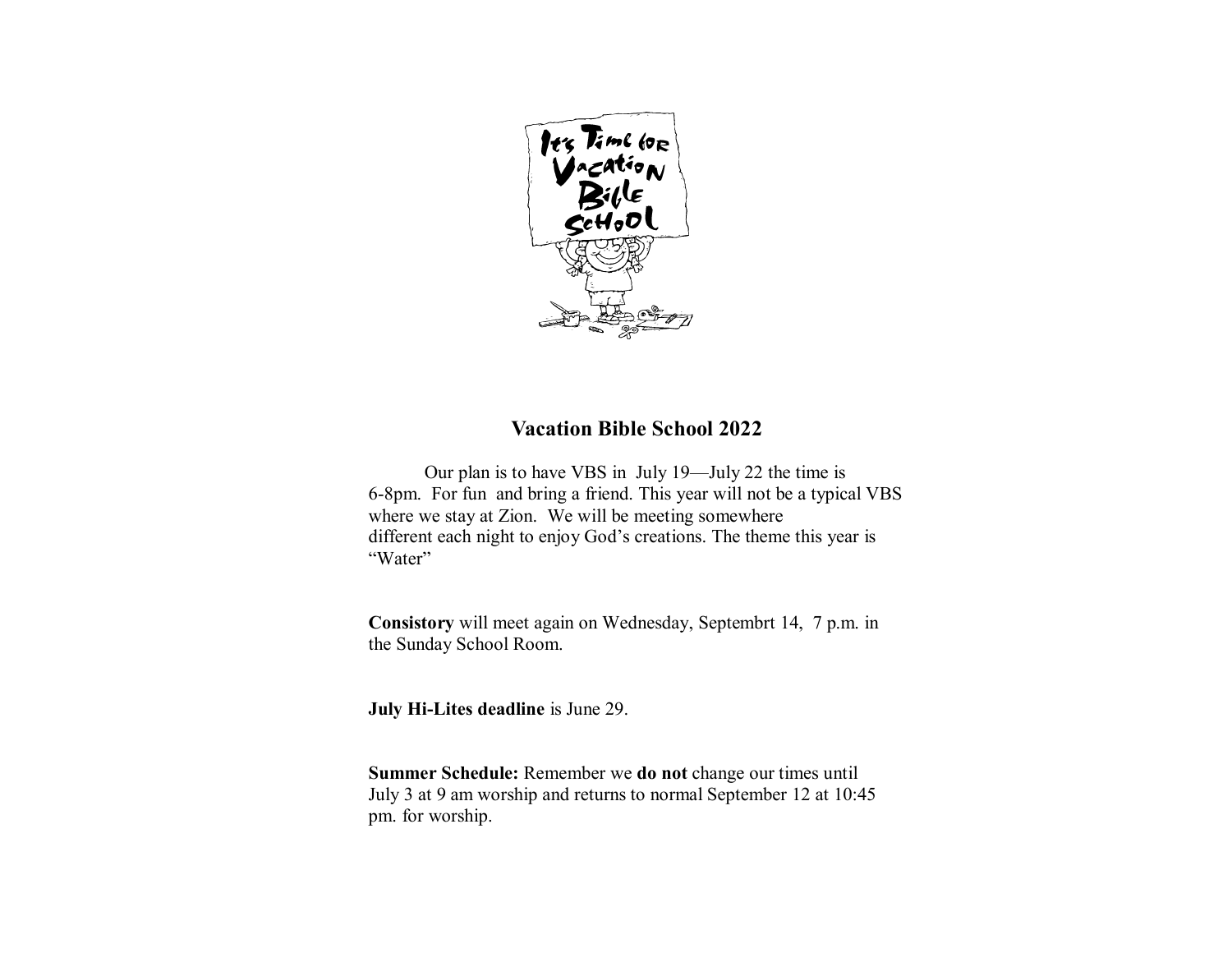## Vacation Bible School 2022

Our plan is to have VBS in July 19—July 22 the time is 6-8pm. For fun and bring a friend. This year will not be a typical VBS where we stay at Zion. We will be meeting somewhere different each night to enjoy God's creations. The theme this year is "Water"

**Consistory** will meet again on Wednesday, Septembrt 14, 7 p.m. in the Sunday School Room.

**July Hi-Lites deadline** is June 29.

**Summer Schedule:** Remember we **do not** change our times until July 3 at 9 am worship and returns to normal September 12 at 10:45 pm. for worship.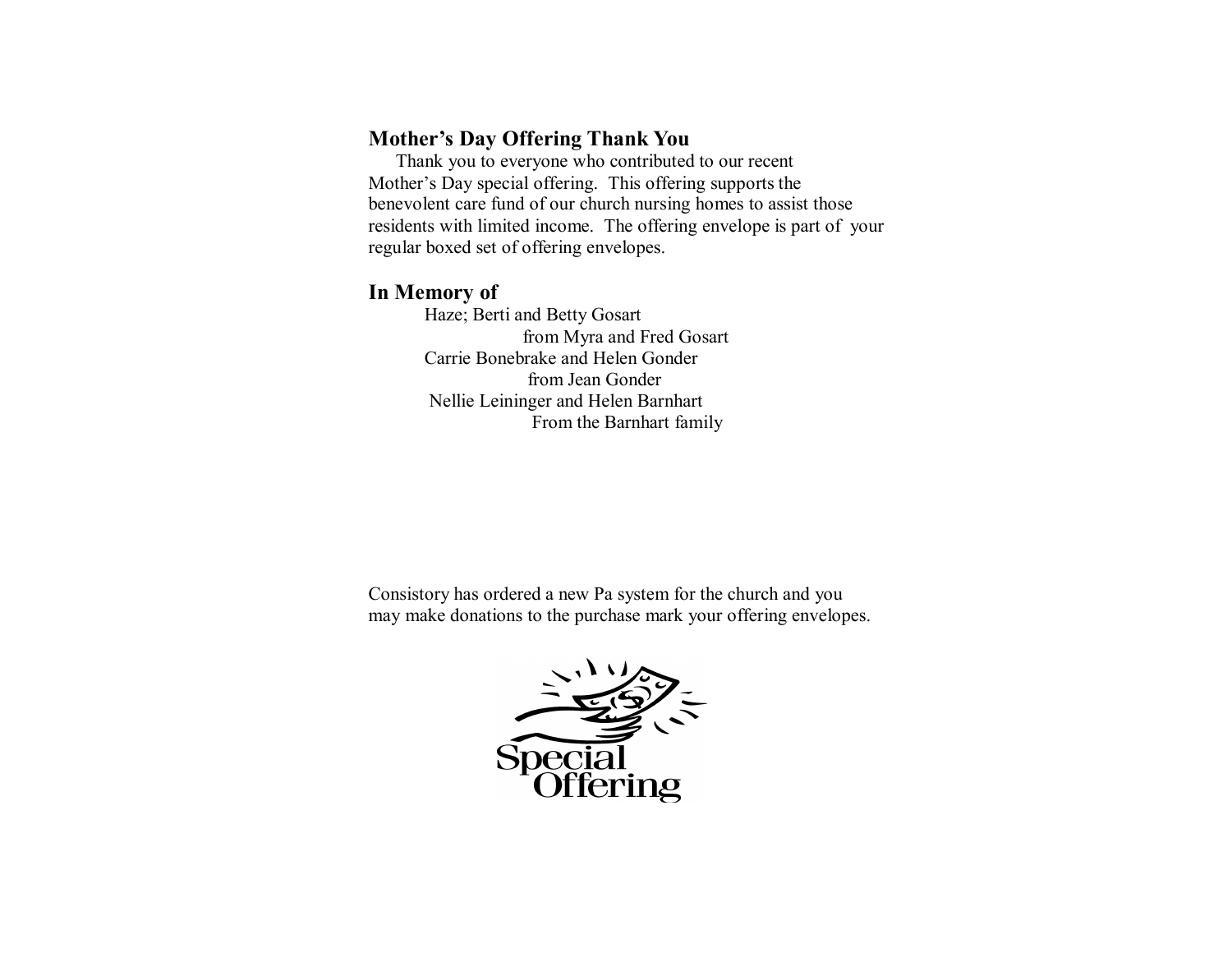## Mother's Day Offering Thank You

Thank you to everyone who contributed to our recent Mother's Day special offering. This offering supports the benevolent care fund of our church nursing homes to assist those residents with limited income. The offering envelope is part of your regular boxed set of offering envelopes.

## In Memory of

Haze; Berti and Betty Gosart
from Myra and Fred Gosart

Carrie Bonebrake and Helen Gonder
from Jean Gonder

Nellie Leininger and Helen Barnhart
From the Barnhart family

Consistory has ordered a new Pa system for the church and you may make donations to the purchase mark your offering envelopes.

Special Offering